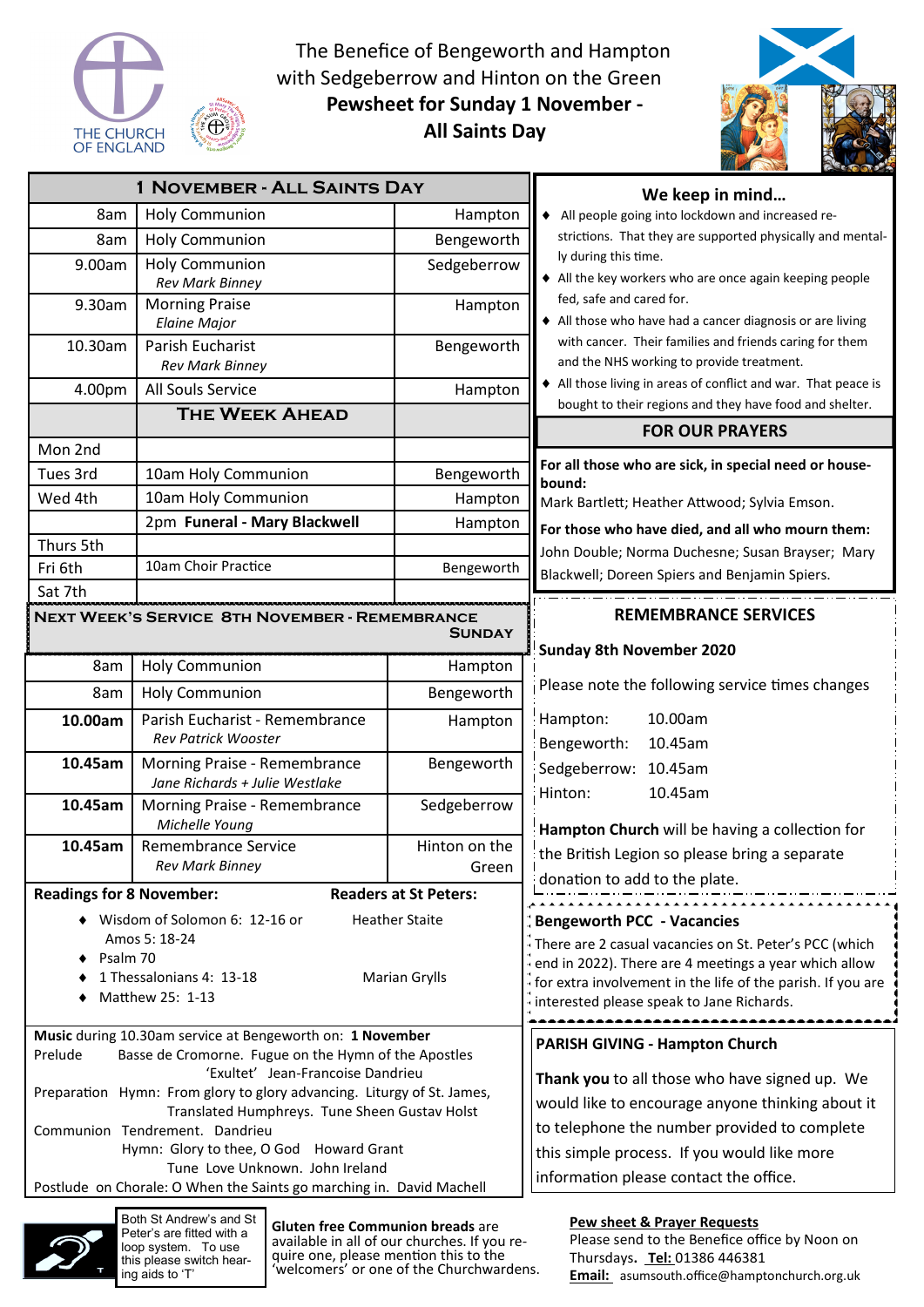# The Benefice of Bengeworth and Hampton with Sedgeberrow and Hinton on the Green

## Pewsheet for Sunday 1 November - All Saints Day

| 1 November - All Saints Day | | |
|---|---|---|
| 8am | Holy Communion | Hampton |
| 8am | Holy Communion | Bengeworth |
| 9.00am | Holy Communion *Rev Mark Binney* | Sedgeberrow |
| 9.30am | Morning Praise *Elaine Major* | Hampton |
| 10.30am | Parish Eucharist *Rev Mark Binney* | Bengeworth |
| 4.00pm | All Souls Service | Hampton |
| | **The Week Ahead** | |
| Mon 2nd | | |
| Tues 3rd | 10am Holy Communion | Bengeworth |
| Wed 4th | 10am Holy Communion | Hampton |
| | 2pm **Funeral - Mary Blackwell** | Hampton |
| Thurs 5th | | |
| Fri 6th | 10am Choir Practice | Bengeworth |
| Sat 7th | | |

### Next Week's Service 8th November - Remembrance Sunday

| Time | Service | Location |
|---|---|---|
| 8am | Holy Communion | Hampton |
| 8am | Holy Communion | Bengeworth |
| **10.00am** | Parish Eucharist - Remembrance *Rev Patrick Wooster* | Hampton |
| **10.45am** | Morning Praise - Remembrance *Jane Richards + Julie Westlake* | Bengeworth |
| **10.45am** | Morning Praise - Remembrance *Michelle Young* | Sedgeberrow |
| **10.45am** | Remembrance Service *Rev Mark Binney* | Hinton on the Green |

**Readings for 8 November:** / **Readers at St Peters:**

- Wisdom of Solomon 6: 12-16 or Amos 5: 18-24 — Heather Staite
- Psalm 70
- 1 Thessalonians 4: 13-18 — Marian Grylls
- Matthew 25: 1-13

**Music** during 10.30am service at Bengeworth on: **1 November**

Prelude — Basse de Cromorne. Fugue on the Hymn of the Apostles 'Exultet' Jean-Francoise Dandrieu

Preparation — Hymn: From glory to glory advancing. Liturgy of St. James, Translated Humphreys. Tune Sheen Gustav Holst

Communion — Tendrement. Dandrieu
Hymn: Glory to thee, O God Howard Grant
Tune Love Unknown. John Ireland

Postlude on Chorale: O When the Saints go marching in. David Machell

Both St Andrew's and St Peter's are fitted with a loop system. To use this please switch hearing aids to 'T'

**Gluten free Communion breads** are available in all of our churches. If you require one, please mention this to the 'welcomers' or one of the Churchwardens.

## We keep in mind…

- All people going into lockdown and increased restrictions. That they are supported physically and mentally during this time.
- All the key workers who are once again keeping people fed, safe and cared for.
- All those who have had a cancer diagnosis or are living with cancer. Their families and friends caring for them and the NHS working to provide treatment.
- All those living in areas of conflict and war. That peace is bought to their regions and they have food and shelter.

## FOR OUR PRAYERS

**For all those who are sick, in special need or housebound:**
Mark Bartlett; Heather Attwood; Sylvia Emson.

**For those who have died, and all who mourn them:**
John Double; Norma Duchesne; Susan Brayser; Mary Blackwell; Doreen Spiers and Benjamin Spiers.

## REMEMBRANCE SERVICES

**Sunday 8th November 2020**

Please note the following service times changes

| | |
|---|---|
| Hampton: | 10.00am |
| Bengeworth: | 10.45am |
| Sedgeberrow: | 10.45am |
| Hinton: | 10.45am |

**Hampton Church** will be having a collection for the British Legion so please bring a separate donation to add to the plate.

## Bengeworth PCC - Vacancies

There are 2 casual vacancies on St. Peter's PCC (which end in 2022). There are 4 meetings a year which allow for extra involvement in the life of the parish. If you are interested please speak to Jane Richards.

## PARISH GIVING - Hampton Church

**Thank you** to all those who have signed up. We would like to encourage anyone thinking about it to telephone the number provided to complete this simple process. If you would like more information please contact the office.

**Pew sheet & Prayer Requests**
Please send to the Benefice office by Noon on Thursdays. **Tel:** 01386 446381
**Email:** asumsouth.office@hamptonchurch.org.uk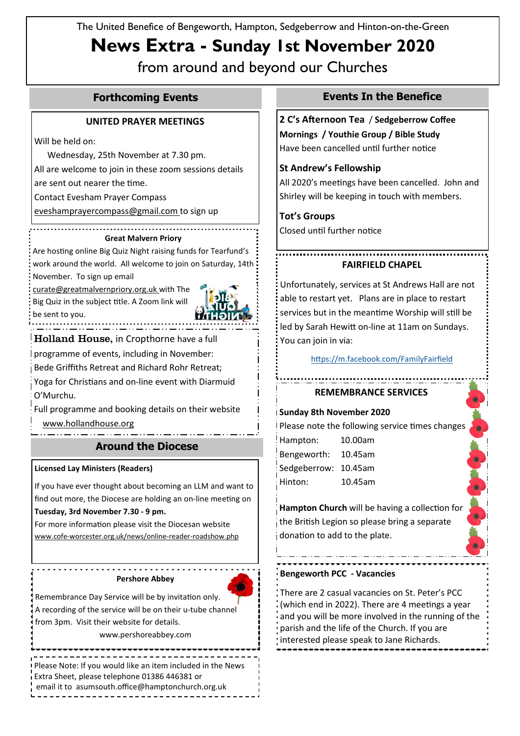The United Benefice of Bengeworth, Hampton, Sedgeberrow and Hinton-on-the-Green

# News Extra - Sunday 1st November 2020

from around and beyond our Churches

## Forthcoming Events

### UNITED PRAYER MEETINGS

Will be held on:

Wednesday, 25th November at 7.30 pm.

All are welcome to join in these zoom sessions details are sent out nearer the time.

Contact Evesham Prayer Compass eveshamprayercompass@gmail.com to sign up

### Great Malvern Priory

Are hosting online Big Quiz Night raising funds for Tearfund's work around the world. All welcome to join on Saturday, 14th November. To sign up email curate@greatmalvernpriory.org.uk with The Big Quiz in the subject title. A Zoom link will be sent to you.

**Holland House,** in Cropthorne have a full programme of events, including in November: Bede Griffiths Retreat and Richard Rohr Retreat; Yoga for Christians and on-line event with Diarmuid O'Murchu.

Full programme and booking details on their website www.hollandhouse.org

## Around the Diocese

### Licensed Lay Ministers (Readers)

If you have ever thought about becoming an LLM and want to find out more, the Diocese are holding an on-line meeting on **Tuesday, 3rd November 7.30 - 9 pm.**

For more information please visit the Diocesan website www.cofe-worcester.org.uk/news/online-reader-roadshow.php

### Pershore Abbey

Remembrance Day Service will be by invitation only. A recording of the service will be on their u-tube channel from 3pm. Visit their website for details.

www.pershoreabbey.com

Please Note: If you would like an item included in the News Extra Sheet, please telephone 01386 446381 or email it to asumsouth.office@hamptonchurch.org.uk

## Events In the Benefice

**2 C's Afternoon Tea / Sedgeberrow Coffee Mornings / Youthie Group / Bible Study**
Have been cancelled until further notice

**St Andrew's Fellowship**
All 2020's meetings have been cancelled. John and Shirley will be keeping in touch with members.

**Tot's Groups**
Closed until further notice

### FAIRFIELD CHAPEL

Unfortunately, services at St Andrews Hall are not able to restart yet. Plans are in place to restart services but in the meantime Worship will still be led by Sarah Hewitt on-line at 11am on Sundays. You can join in via:

https://m.facebook.com/FamilyFairfield

### REMEMBRANCE SERVICES

**Sunday 8th November 2020**

Please note the following service times changes

| | |
|---|---|
| Hampton: | 10.00am |
| Bengeworth: | 10.45am |
| Sedgeberrow: | 10.45am |
| Hinton: | 10.45am |

**Hampton Church** will be having a collection for the British Legion so please bring a separate donation to add to the plate.

### Bengeworth PCC - Vacancies

There are 2 casual vacancies on St. Peter's PCC (which end in 2022). There are 4 meetings a year and you will be more involved in the running of the parish and the life of the Church. If you are interested please speak to Jane Richards.